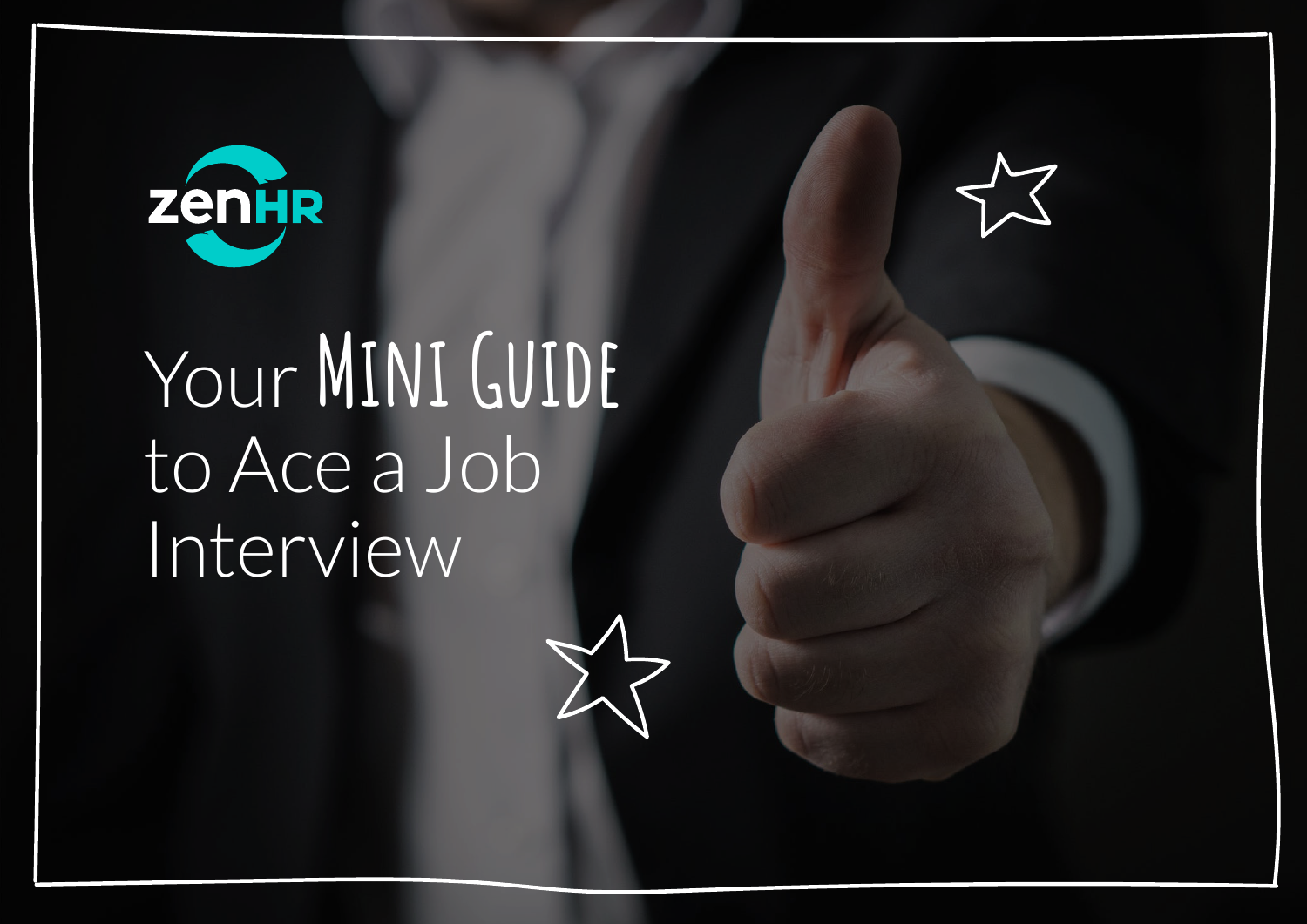zenHR

# Your Mini Guide to Ace a Job Interview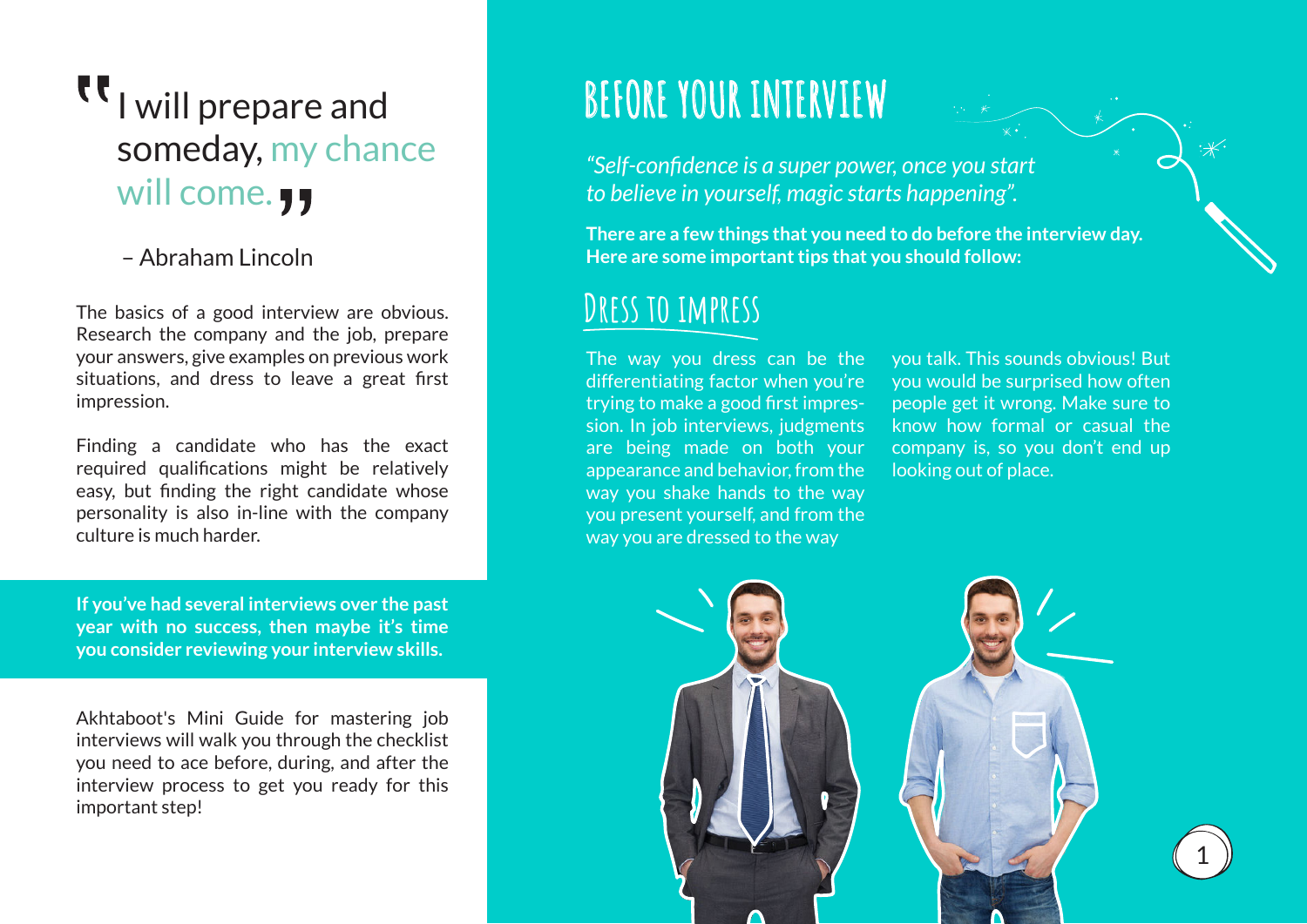> I will prepare and someday, my chance will come.
>
> – Abraham Lincoln

The basics of a good interview are obvious. Research the company and the job, prepare your answers, give examples on previous work situations, and dress to leave a great first impression.

Finding a candidate who has the exact required qualifications might be relatively easy, but finding the right candidate whose personality is also in-line with the company culture is much harder.

**If you've had several interviews over the past year with no success, then maybe it's time you consider reviewing your interview skills.**

Akhtaboot's Mini Guide for mastering job interviews will walk you through the checklist you need to ace before, during, and after the interview process to get you ready for this important step!

# BEFORE YOUR INTERVIEW

*"Self-confidence is a super power, once you start to believe in yourself, magic starts happening".*

**There are a few things that you need to do before the interview day. Here are some important tips that you should follow:**

## Dress to Impress

The way you dress can be the differentiating factor when you're trying to make a good first impression. In job interviews, judgments are being made on both your appearance and behavior, from the way you shake hands to the way you present yourself, and from the way you are dressed to the way you talk. This sounds obvious! But you would be surprised how often people get it wrong. Make sure to know how formal or casual the company is, so you don't end up looking out of place.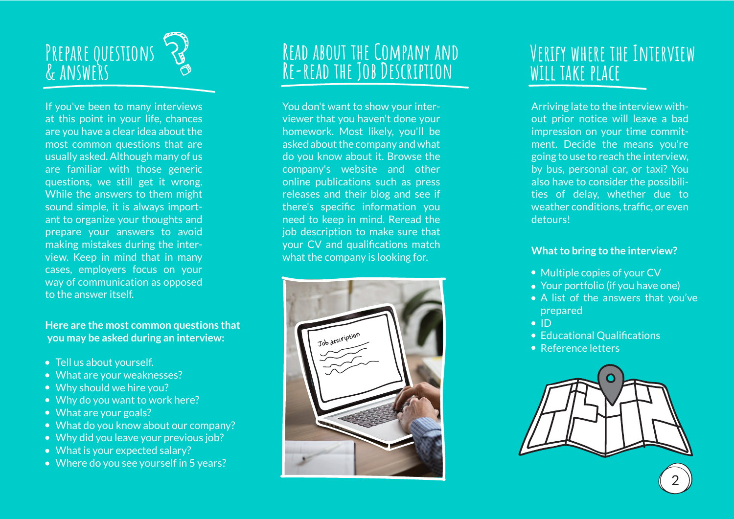## Prepare Questions & Answers

If you've been to many interviews at this point in your life, chances are you have a clear idea about the most common questions that are usually asked. Although many of us are familiar with those generic questions, we still get it wrong. While the answers to them might sound simple, it is always important to organize your thoughts and prepare your answers to avoid making mistakes during the interview. Keep in mind that in many cases, employers focus on your way of communication as opposed to the answer itself.

**Here are the most common questions that you may be asked during an interview:**

- Tell us about yourself.
- What are your weaknesses?
- Why should we hire you?
- Why do you want to work here?
- What are your goals?
- What do you know about our company?
- Why did you leave your previous job?
- What is your expected salary?
- Where do you see yourself in 5 years?

## Read about the Company and Re-read the Job Description

You don't want to show your interviewer that you haven't done your homework. Most likely, you'll be asked about the company and what do you know about it. Browse the company's website and other online publications such as press releases and their blog and see if there's specific information you need to keep in mind. Reread the job description to make sure that your CV and qualifications match what the company is looking for.

## Verify where the Interview will take place

Arriving late to the interview without prior notice will leave a bad impression on your time commitment. Decide the means you're going to use to reach the interview, by bus, personal car, or taxi? You also have to consider the possibilities of delay, whether due to weather conditions, traffic, or even detours!

**What to bring to the interview?**

- Multiple copies of your CV
- Your portfolio (if you have one)
- A list of the answers that you've prepared
- ID
- Educational Qualifications
- Reference letters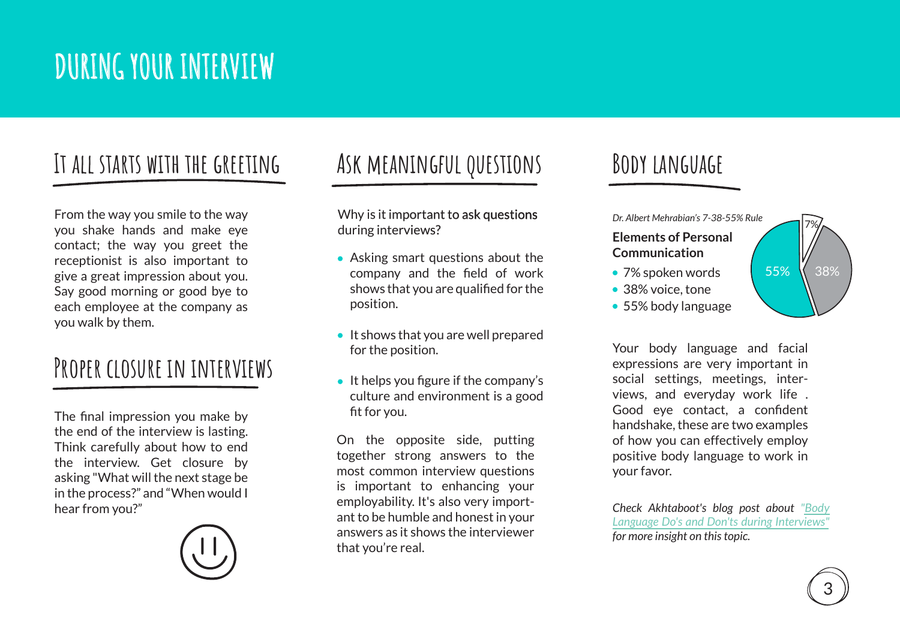# DURING YOUR INTERVIEW

## It all starts with the greeting

From the way you smile to the way you shake hands and make eye contact; the way you greet the receptionist is also important to give a great impression about you. Say good morning or good bye to each employee at the company as you walk by them.

## Proper closure in interviews

The final impression you make by the end of the interview is lasting. Think carefully about how to end the interview. Get closure by asking "What will the next stage be in the process?" and "When would I hear from you?"

## Ask meaningful questions

Why is it important to ask questions during interviews?

- Asking smart questions about the company and the field of work shows that you are qualified for the position.
- It shows that you are well prepared for the position.
- It helps you figure if the company's culture and environment is a good fit for you.

On the opposite side, putting together strong answers to the most common interview questions is important to enhancing your employability. It's also very important to be humble and honest in your answers as it shows the interviewer that you're real.

## Body language

*Dr. Albert Mehrabian's 7-38-55% Rule*

**Elements of Personal Communication**

- 7% spoken words
- 38% voice, tone
- 55% body language

Your body language and facial expressions are very important in social settings, meetings, interviews, and everyday work life . Good eye contact, a confident handshake, these are two examples of how you can effectively employ positive body language to work in your favor.

*Check Akhtaboot's blog post about "Body Language Do's and Don'ts during Interviews" for more insight on this topic.*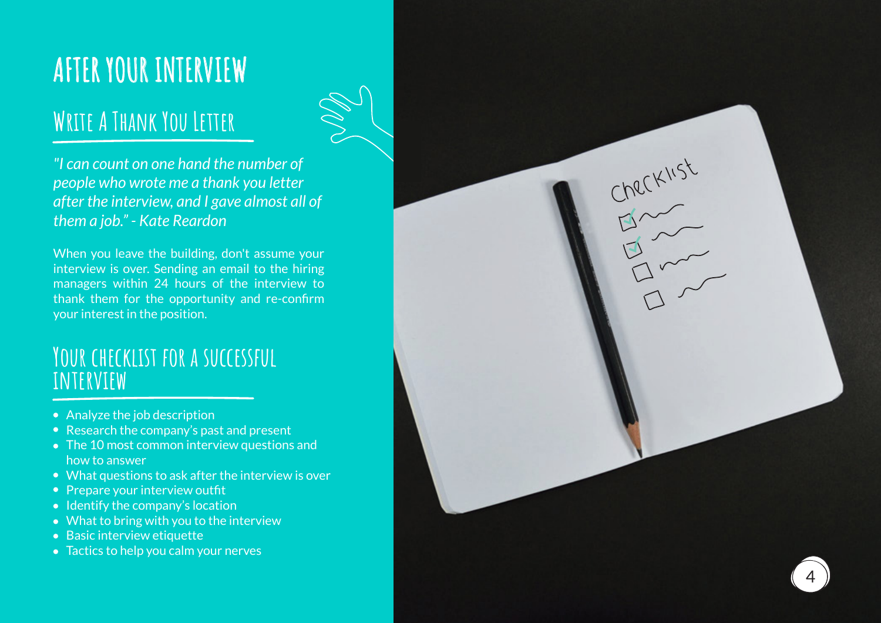# AFTER YOUR INTERVIEW

## Write A Thank You Letter

*"I can count on one hand the number of people who wrote me a thank you letter after the interview, and I gave almost all of them a job." - Kate Reardon*

When you leave the building, don't assume your interview is over. Sending an email to the hiring managers within 24 hours of the interview to thank them for the opportunity and re-confirm your interest in the position.

## Your checklist for a successful interview

- Analyze the job description
- Research the company's past and present
- The 10 most common interview questions and how to answer
- What questions to ask after the interview is over
- Prepare your interview outfit
- Identify the company's location
- What to bring with you to the interview
- Basic interview etiquette
- Tactics to help you calm your nerves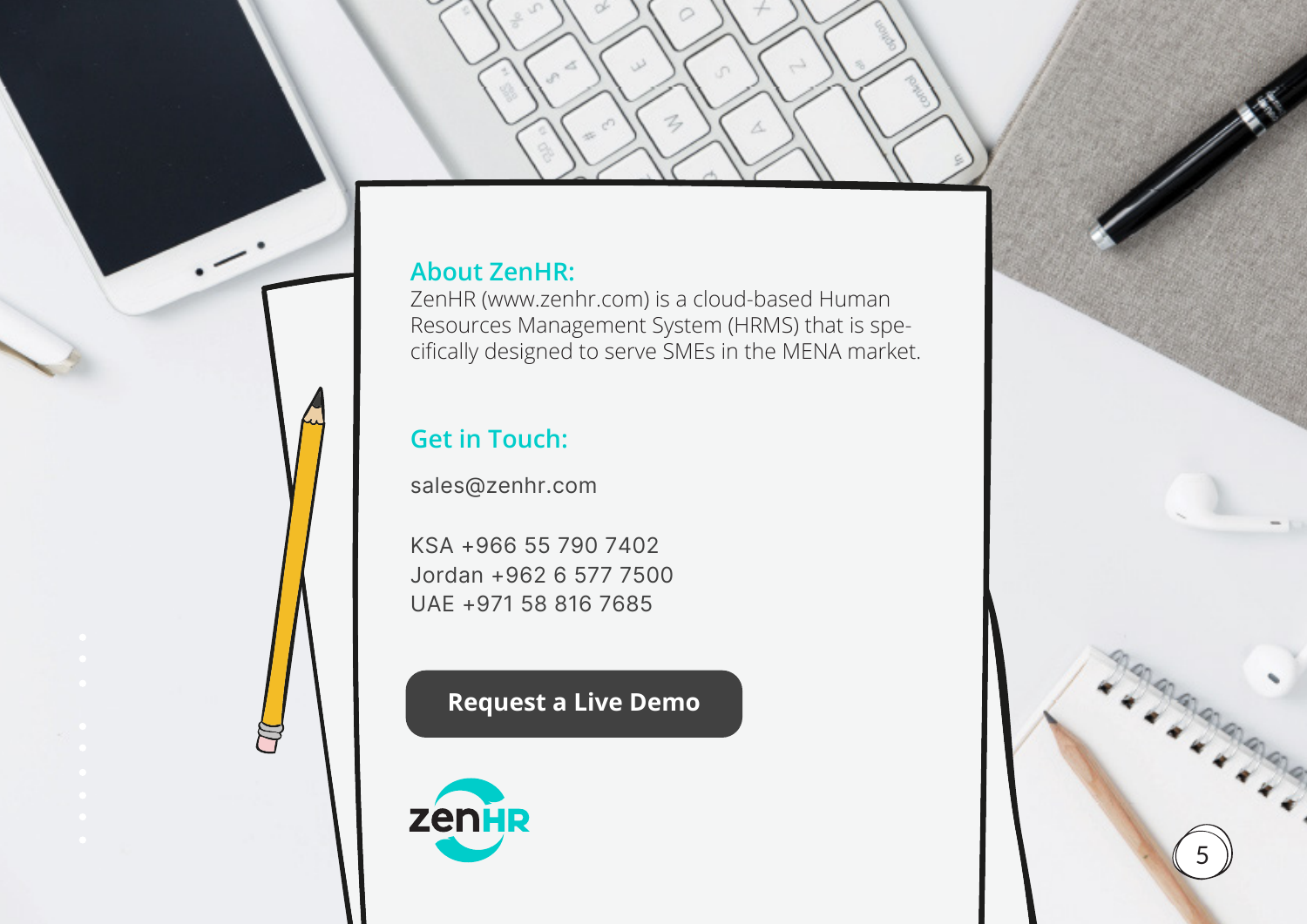## About ZenHR:

ZenHR (www.zenhr.com) is a cloud-based Human Resources Management System (HRMS) that is specifically designed to serve SMEs in the MENA market.

## Get in Touch:

sales@zenhr.com

KSA +966 55 790 7402
Jordan +962 6 577 7500
UAE +971 58 816 7685

**Request a Live Demo**

zenHR